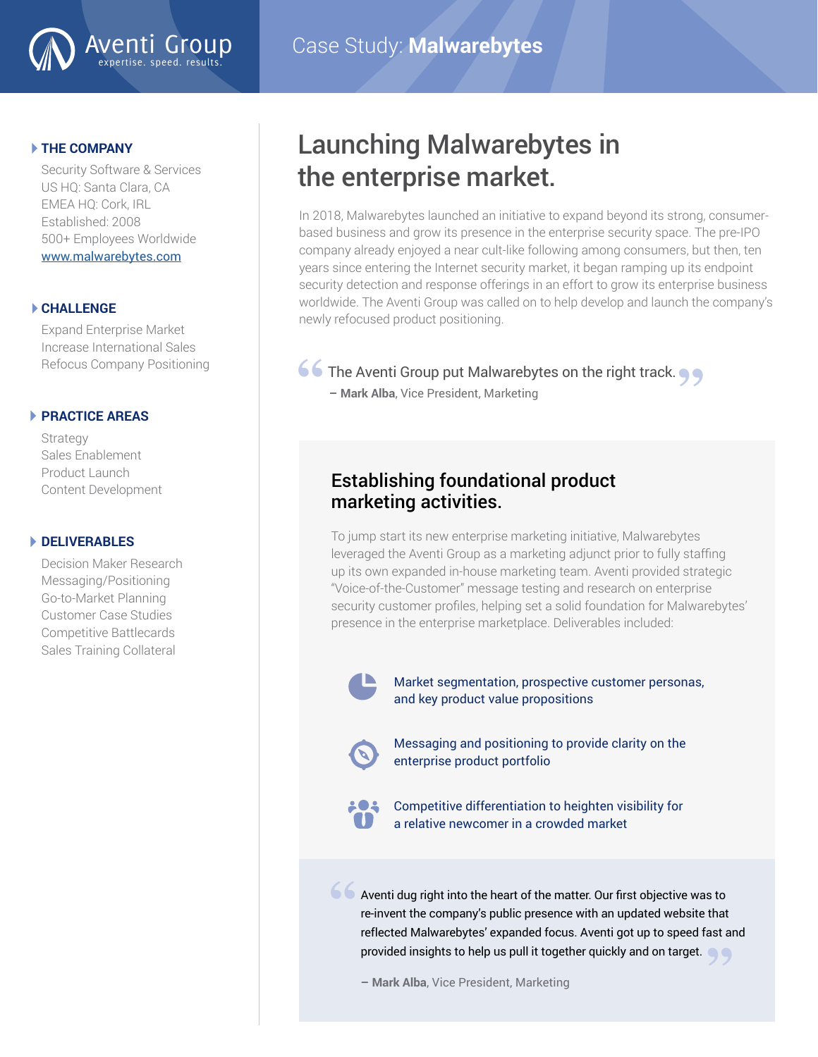Aventi Group
expertise. speed. results.

Case Study: **Malwarebytes**

### THE COMPANY

Security Software & Services
US HQ: Santa Clara, CA
EMEA HQ: Cork, IRL
Established: 2008
500+ Employees Worldwide
www.malwarebytes.com

### CHALLENGE

Expand Enterprise Market
Increase International Sales
Refocus Company Positioning

### PRACTICE AREAS

Strategy
Sales Enablement
Product Launch
Content Development

### DELIVERABLES

Decision Maker Research
Messaging/Positioning
Go-to-Market Planning
Customer Case Studies
Competitive Battlecards
Sales Training Collateral

# Launching Malwarebytes in the enterprise market.

In 2018, Malwarebytes launched an initiative to expand beyond its strong, consumer-based business and grow its presence in the enterprise security space. The pre-IPO company already enjoyed a near cult-like following among consumers, but then, ten years since entering the Internet security market, it began ramping up its endpoint security detection and response offerings in an effort to grow its enterprise business worldwide. The Aventi Group was called on to help develop and launch the company's newly refocused product positioning.

> "The Aventi Group put Malwarebytes on the right track."
> – **Mark Alba**, Vice President, Marketing

## Establishing foundational product marketing activities.

To jump start its new enterprise marketing initiative, Malwarebytes leveraged the Aventi Group as a marketing adjunct prior to fully staffing up its own expanded in-house marketing team. Aventi provided strategic "Voice-of-the-Customer" message testing and research on enterprise security customer profiles, helping set a solid foundation for Malwarebytes' presence in the enterprise marketplace. Deliverables included:

- Market segmentation, prospective customer personas, and key product value propositions
- Messaging and positioning to provide clarity on the enterprise product portfolio
- Competitive differentiation to heighten visibility for a relative newcomer in a crowded market

> "Aventi dug right into the heart of the matter. Our first objective was to re-invent the company's public presence with an updated website that reflected Malwarebytes' expanded focus. Aventi got up to speed fast and provided insights to help us pull it together quickly and on target."
>
> – **Mark Alba**, Vice President, Marketing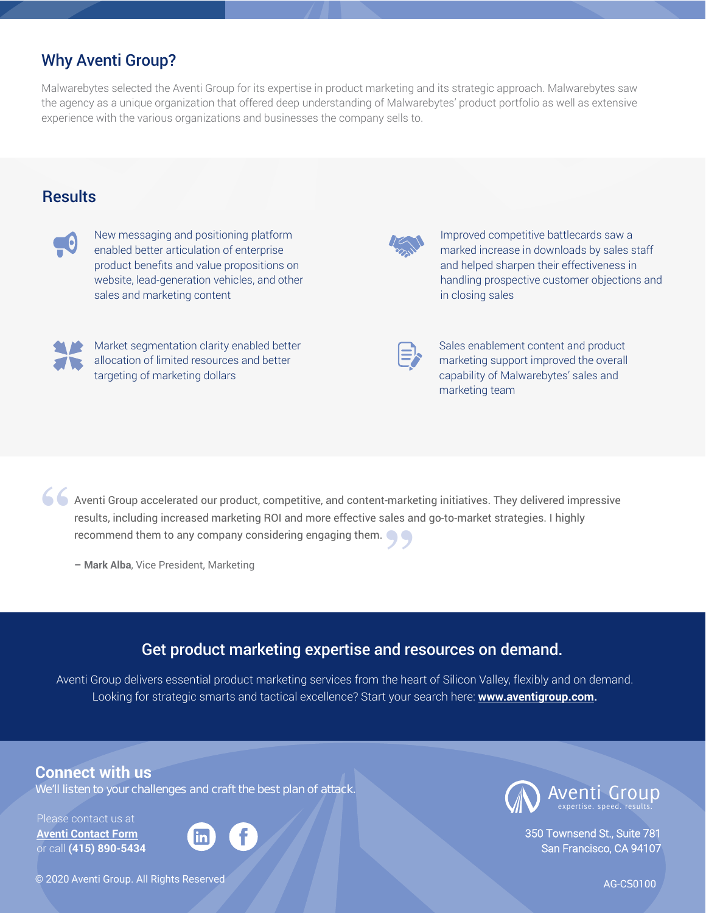## Why Aventi Group?

Malwarebytes selected the Aventi Group for its expertise in product marketing and its strategic approach. Malwarebytes saw the agency as a unique organization that offered deep understanding of Malwarebytes' product portfolio as well as extensive experience with the various organizations and businesses the company sells to.

## Results

- New messaging and positioning platform enabled better articulation of enterprise product benefits and value propositions on website, lead-generation vehicles, and other sales and marketing content
- Improved competitive battlecards saw a marked increase in downloads by sales staff and helped sharpen their effectiveness in handling prospective customer objections and in closing sales
- Market segmentation clarity enabled better allocation of limited resources and better targeting of marketing dollars
- Sales enablement content and product marketing support improved the overall capability of Malwarebytes' sales and marketing team

> Aventi Group accelerated our product, competitive, and content-marketing initiatives. They delivered impressive results, including increased marketing ROI and more effective sales and go-to-market strategies. I highly recommend them to any company considering engaging them.
>
> – **Mark Alba**, Vice President, Marketing

## Get product marketing expertise and resources on demand.

Aventi Group delivers essential product marketing services from the heart of Silicon Valley, flexibly and on demand. Looking for strategic smarts and tactical excellence? Start your search here: **www.aventigroup.com**.

## Connect with us

We'll listen to your challenges and craft the best plan of attack.

Please contact us at
**Aventi Contact Form**
or call **(415) 890-5434**

Aventi Group
expertise. speed. results.

350 Townsend St., Suite 781
San Francisco, CA 94107

© 2020 Aventi Group. All Rights Reserved

AG-CS0100